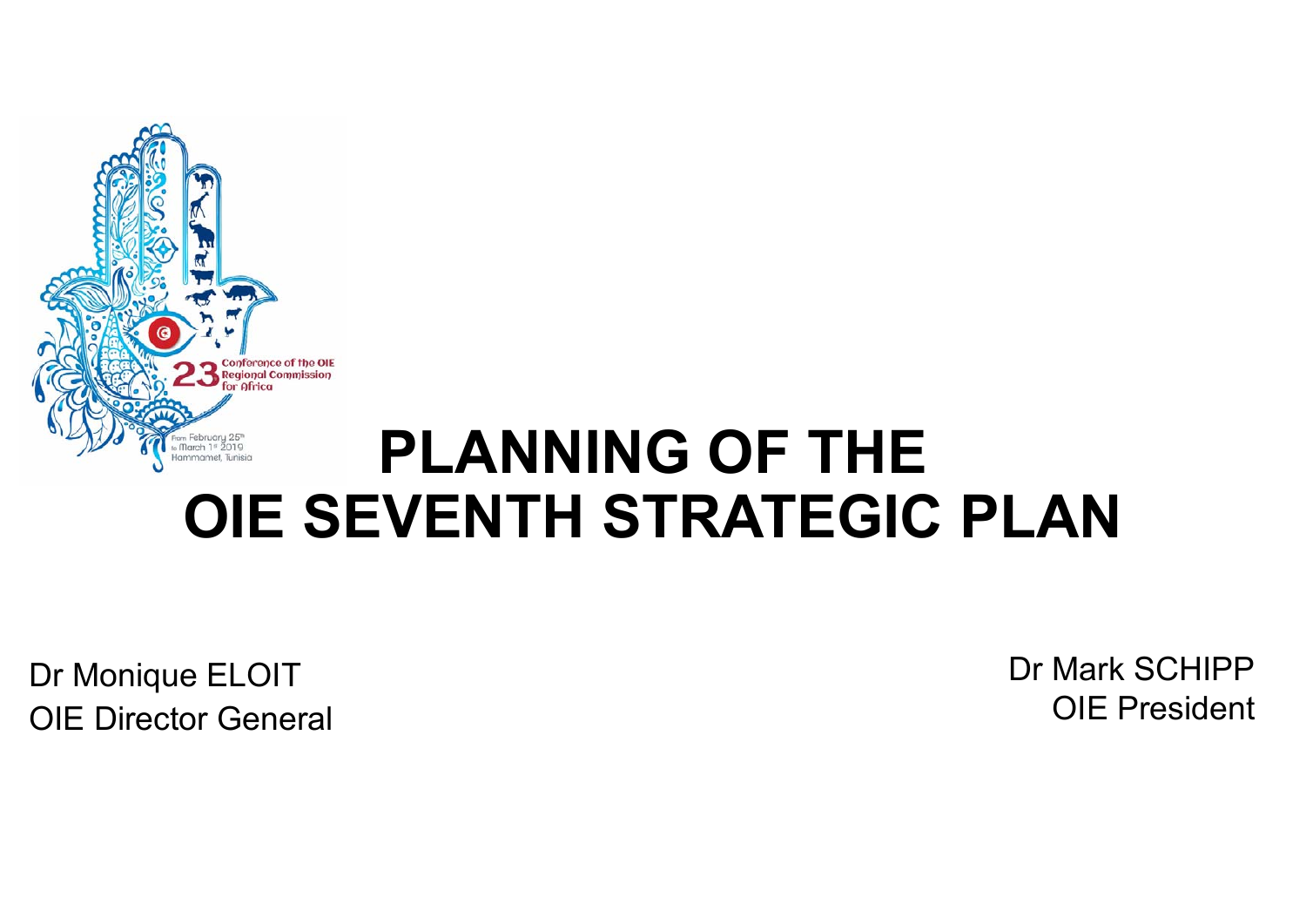# PLANNING OF THE OIE SEVENTH STRATEGIC PLAN

Dr Monique ELOIT
OIE Director General

Dr Mark SCHIPP
OIE President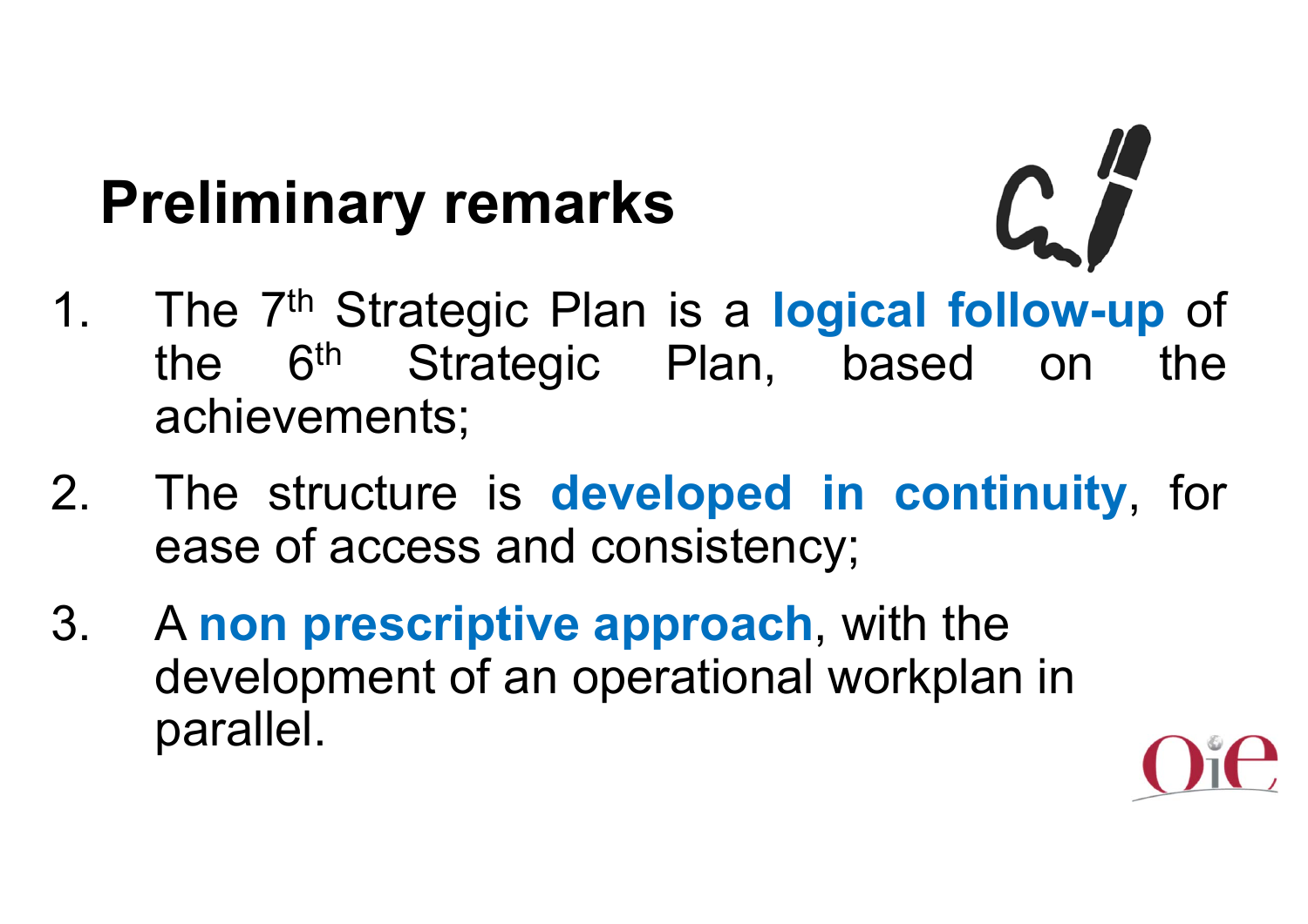# Preliminary remarks

1. The 7th Strategic Plan is a **logical follow-up** of the 6th Strategic Plan, based on the achievements;
2. The structure is **developed in continuity**, for ease of access and consistency;
3. A **non prescriptive approach**, with the development of an operational workplan in parallel.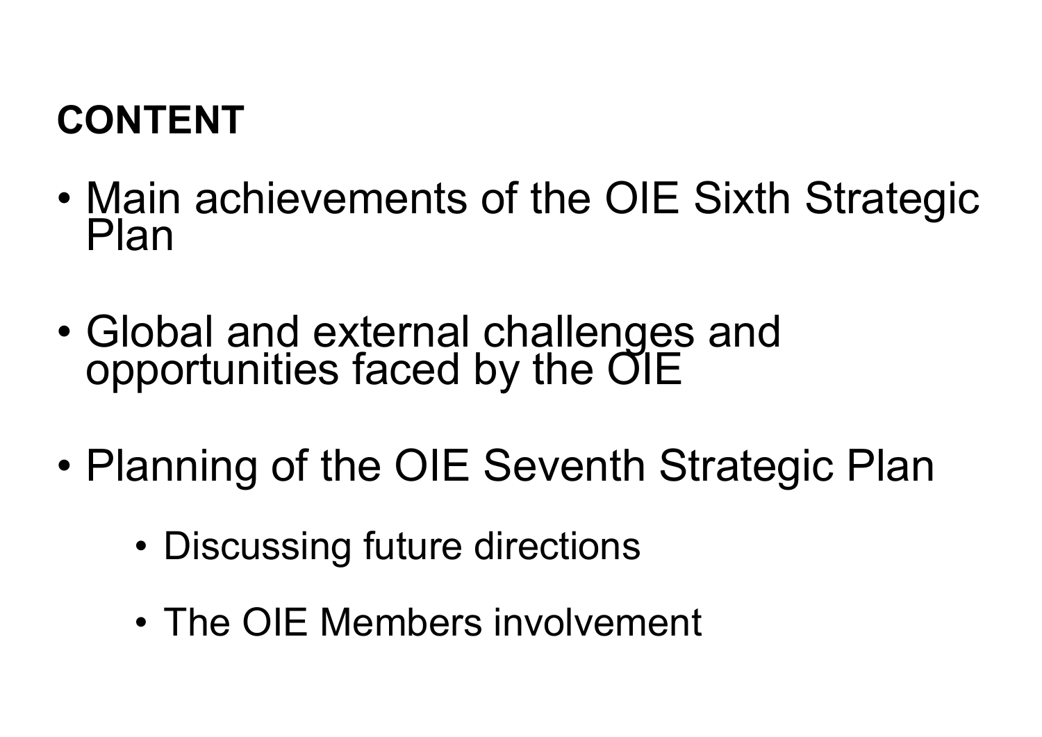## CONTENT

- Main achievements of the OIE Sixth Strategic Plan
- Global and external challenges and opportunities faced by the OIE
- Planning of the OIE Seventh Strategic Plan
    - Discussing future directions
    - The OIE Members involvement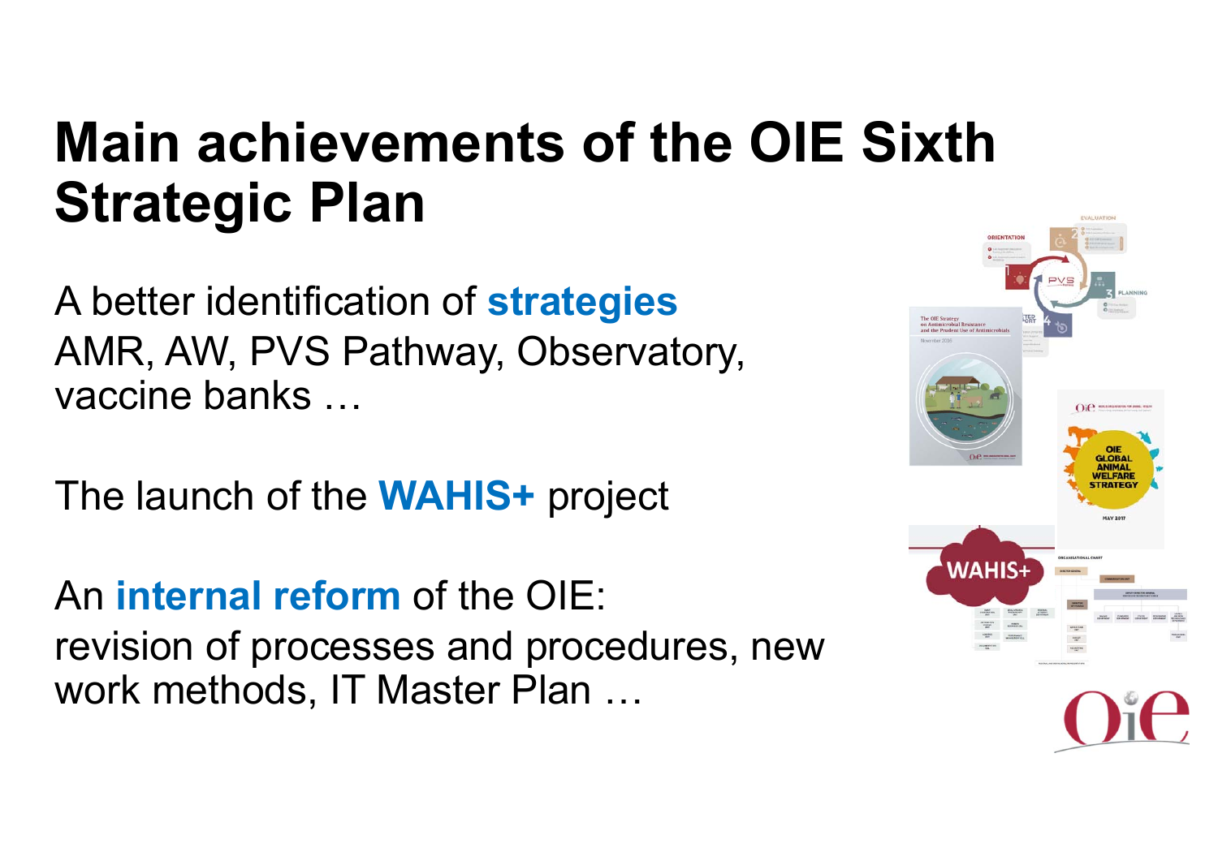# Main achievements of the OIE Sixth Strategic Plan

A better identification of **strategies**
AMR, AW, PVS Pathway, Observatory, vaccine banks …

The launch of the **WAHIS+** project

An **internal reform** of the OIE:
revision of processes and procedures, new work methods, IT Master Plan …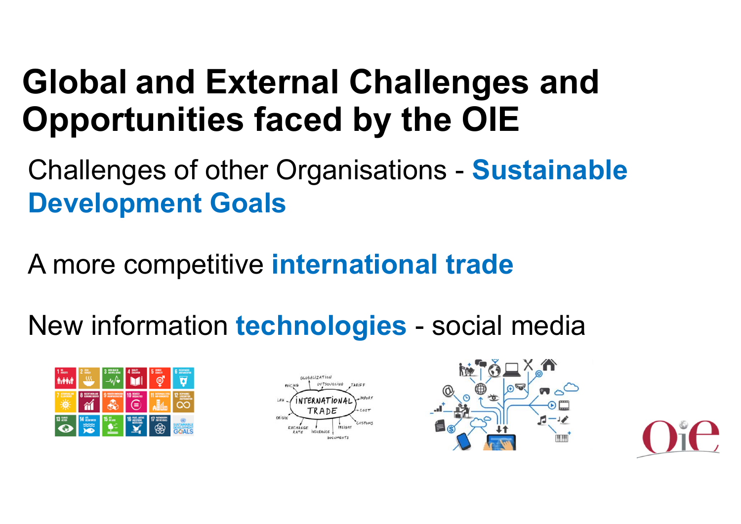# Global and External Challenges and Opportunities faced by the OIE

Challenges of other Organisations - **Sustainable Development Goals**

A more competitive **international trade**

New information **technologies** - social media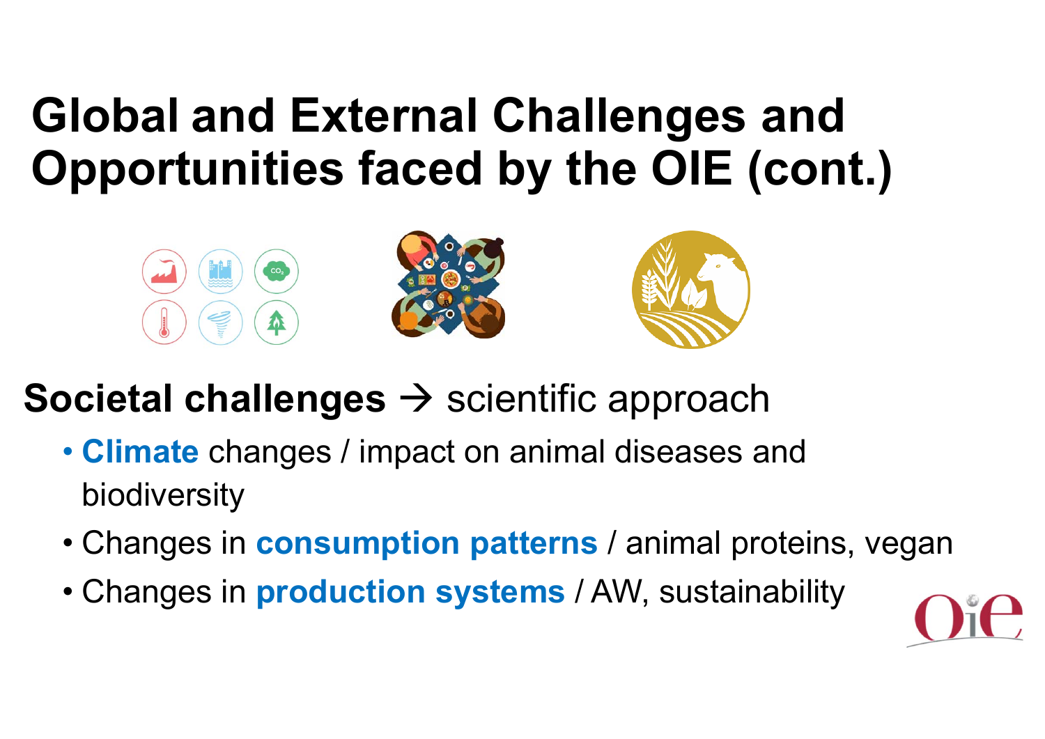# Global and External Challenges and Opportunities faced by the OIE (cont.)

**Societal challenges** → scientific approach

- **Climate** changes / impact on animal diseases and biodiversity
- Changes in **consumption patterns** / animal proteins, vegan
- Changes in **production systems** / AW, sustainability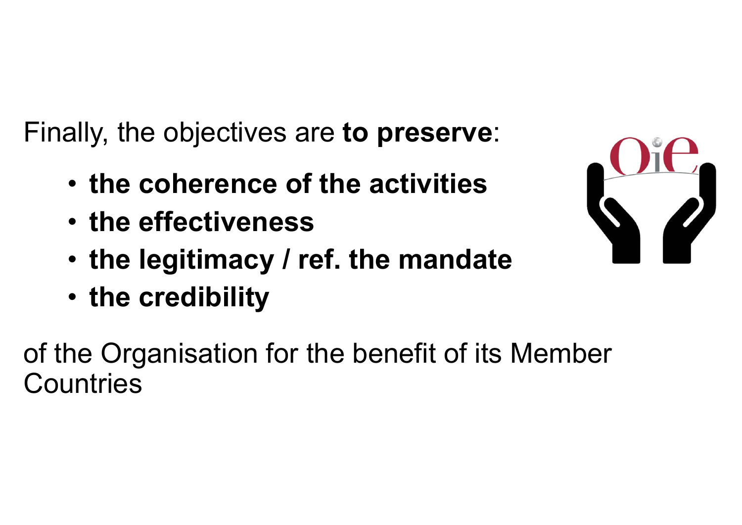Finally, the objectives are **to preserve**:

- **the coherence of the activities**
- **the effectiveness**
- **the legitimacy / ref. the mandate**
- **the credibility**

of the Organisation for the benefit of its Member Countries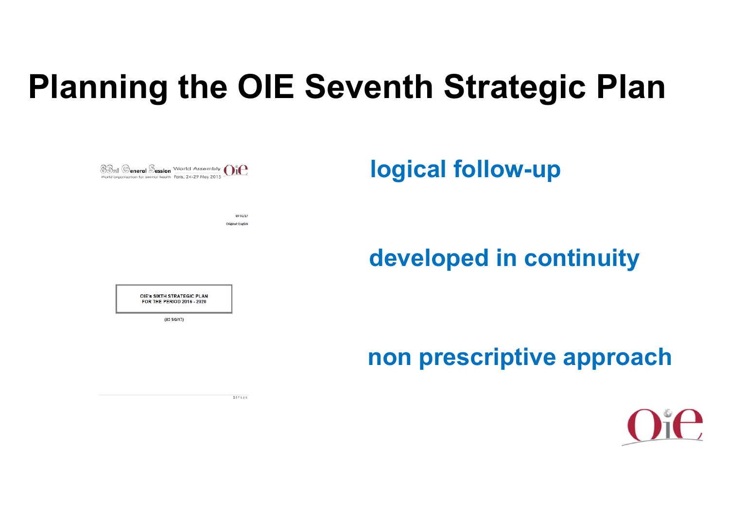# Planning the OIE Seventh Strategic Plan

83rd General Session World Assembly
World organisation for animal health Paris, 24-29 May 2015

83 SG/17
Original: English

OIE's SIXTH STRATEGIC PLAN
FOR THE PERIOD 2016 - 2020

(83 SG/17)

**logical follow-up**

**developed in continuity**

**non prescriptive approach**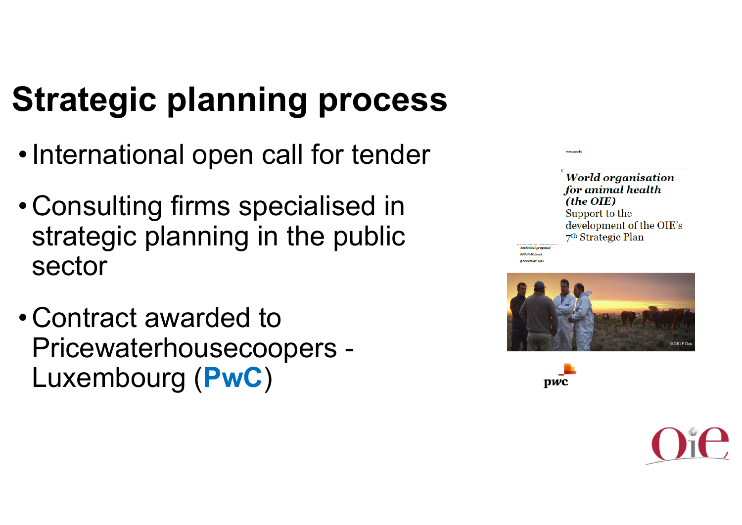# Strategic planning process

- International open call for tender
- Consulting firms specialised in strategic planning in the public sector
- Contract awarded to Pricewaterhousecoopers - Luxembourg (**PwC**)

www.pwc.lu

*World organisation for animal health (the OIE)*
Support to the development of the OIE's 7th Strategic Plan

Technical proposal
RFP/PMC/2018
5 November 2018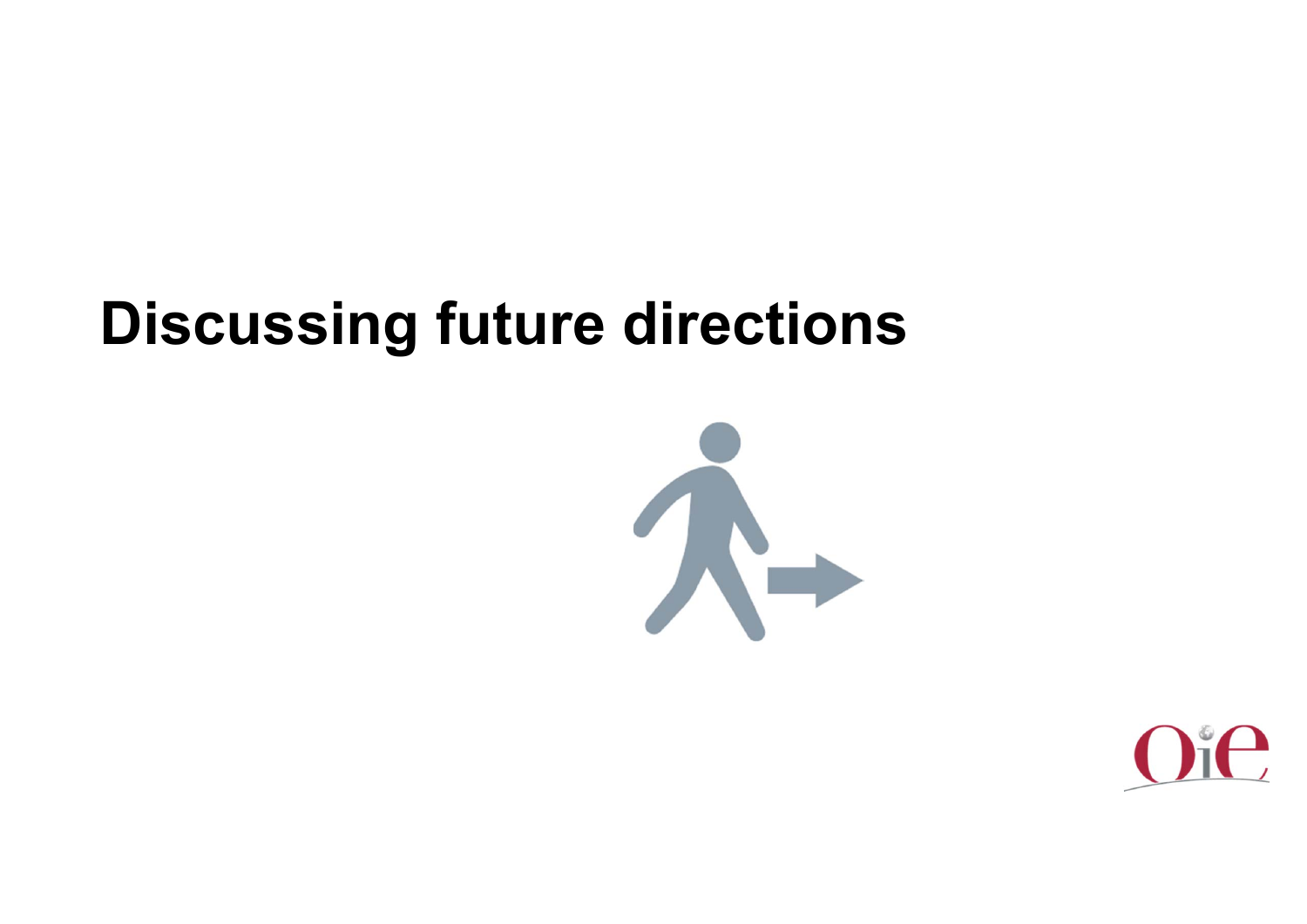# Discussing future directions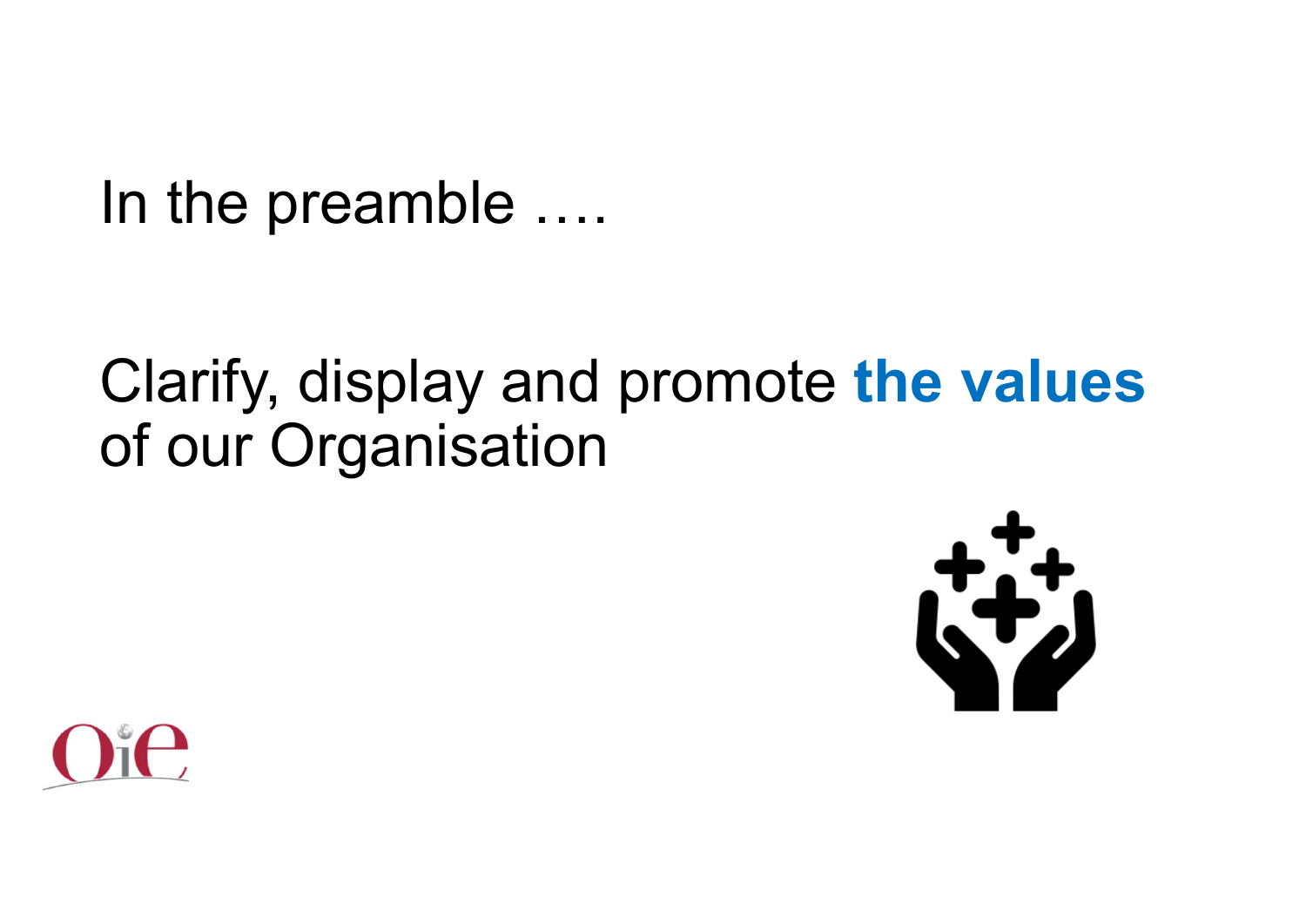In the preamble ….

Clarify, display and promote **the values** of our Organisation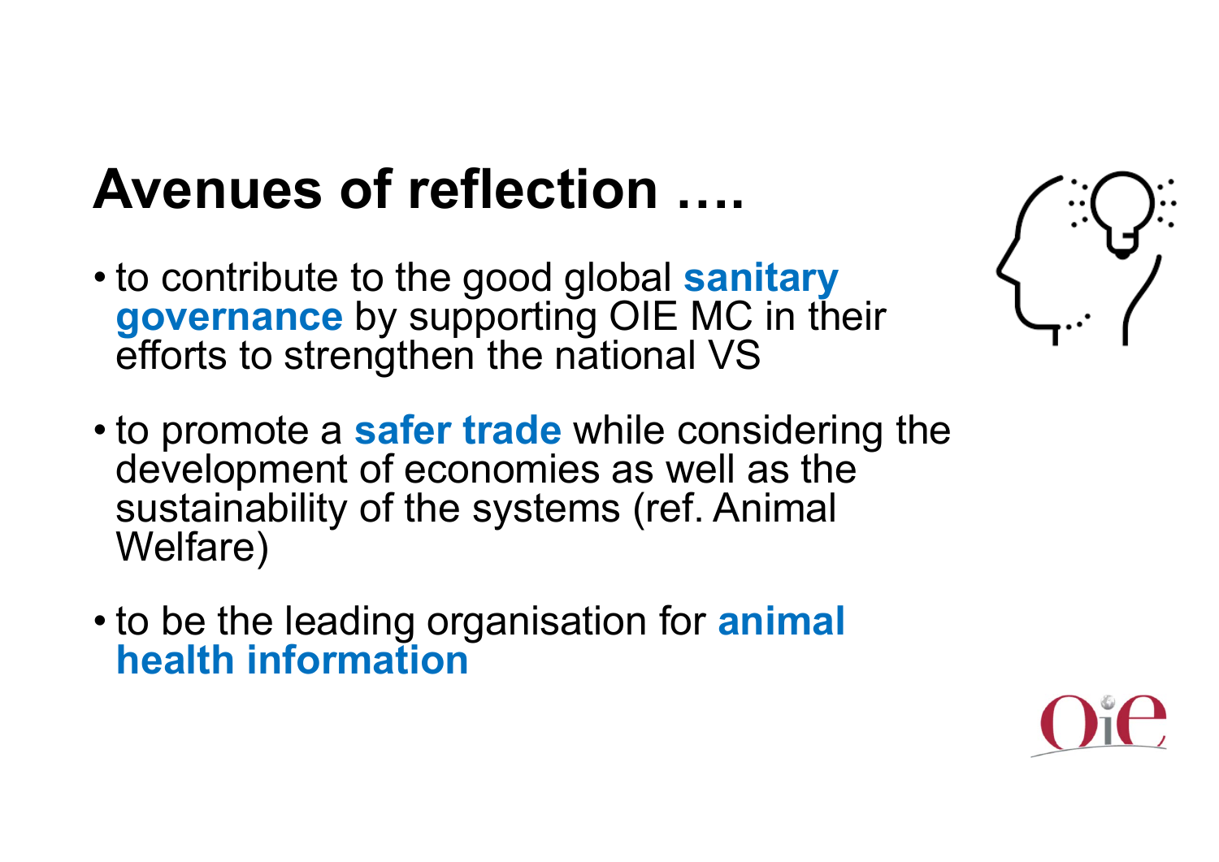# Avenues of reflection ….

- to contribute to the good global **sanitary governance** by supporting OIE MC in their efforts to strengthen the national VS

- to promote a **safer trade** while considering the development of economies as well as the sustainability of the systems (ref. Animal Welfare)

- to be the leading organisation for **animal health information**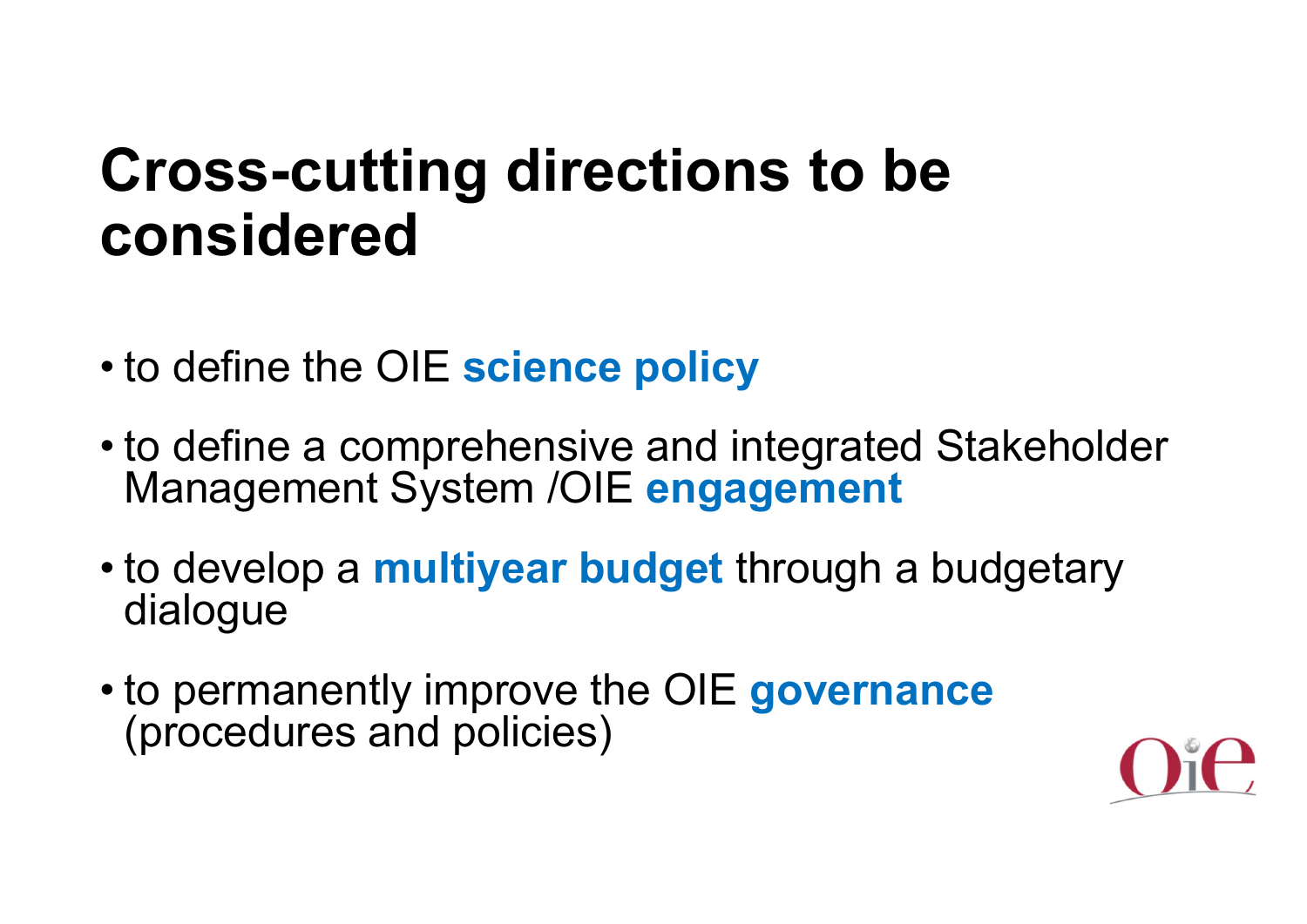# Cross-cutting directions to be considered

- to define the OIE **science policy**
- to define a comprehensive and integrated Stakeholder Management System /OIE **engagement**
- to develop a **multiyear budget** through a budgetary dialogue
- to permanently improve the OIE **governance** (procedures and policies)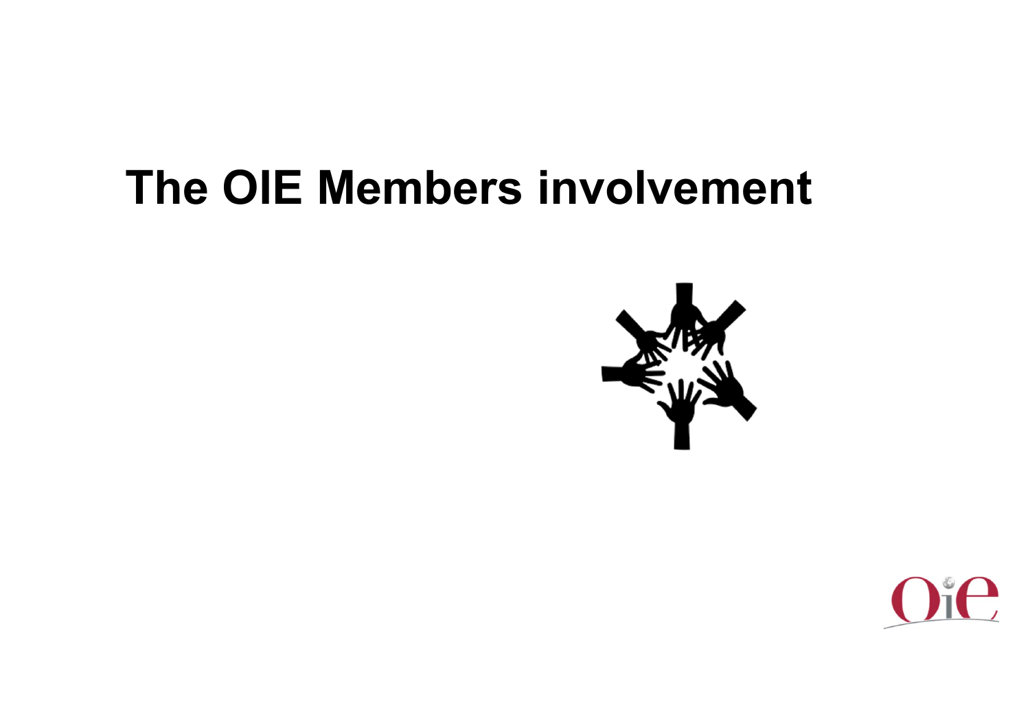# The OIE Members involvement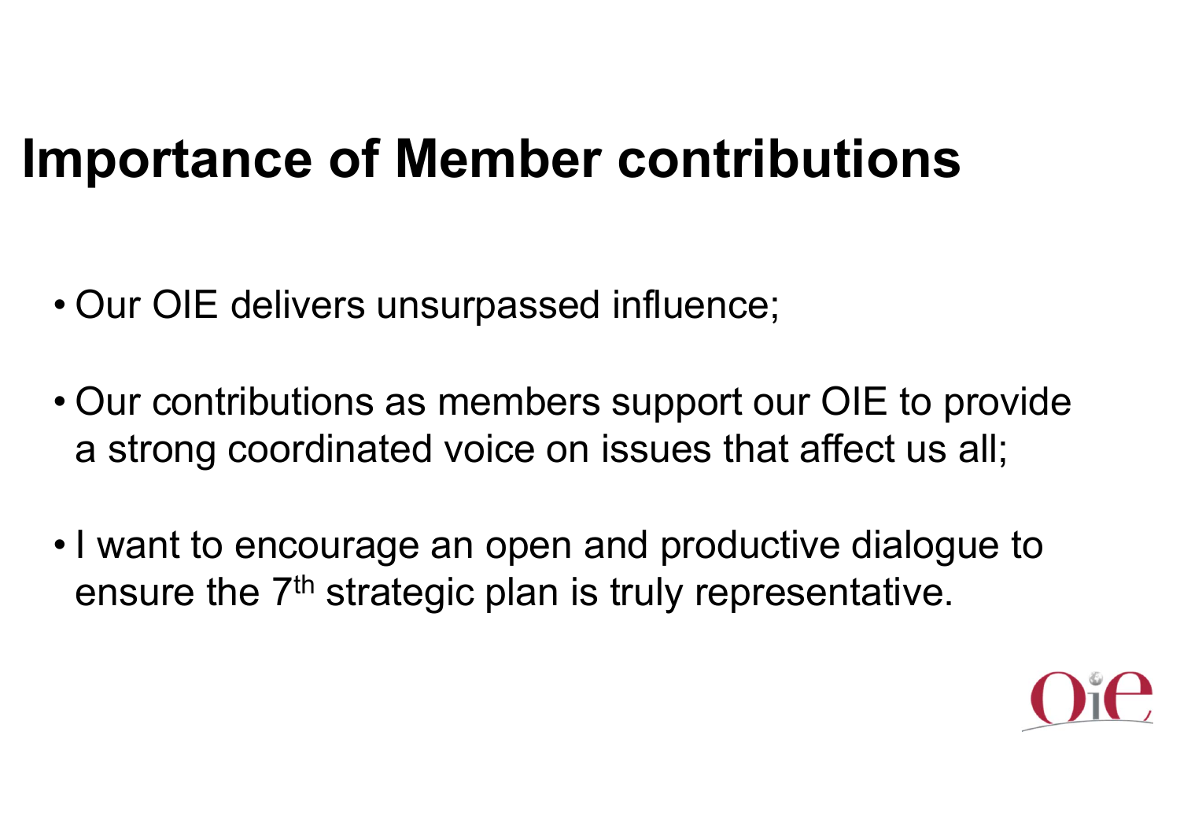# Importance of Member contributions

- Our OIE delivers unsurpassed influence;
- Our contributions as members support our OIE to provide a strong coordinated voice on issues that affect us all;
- I want to encourage an open and productive dialogue to ensure the 7th strategic plan is truly representative.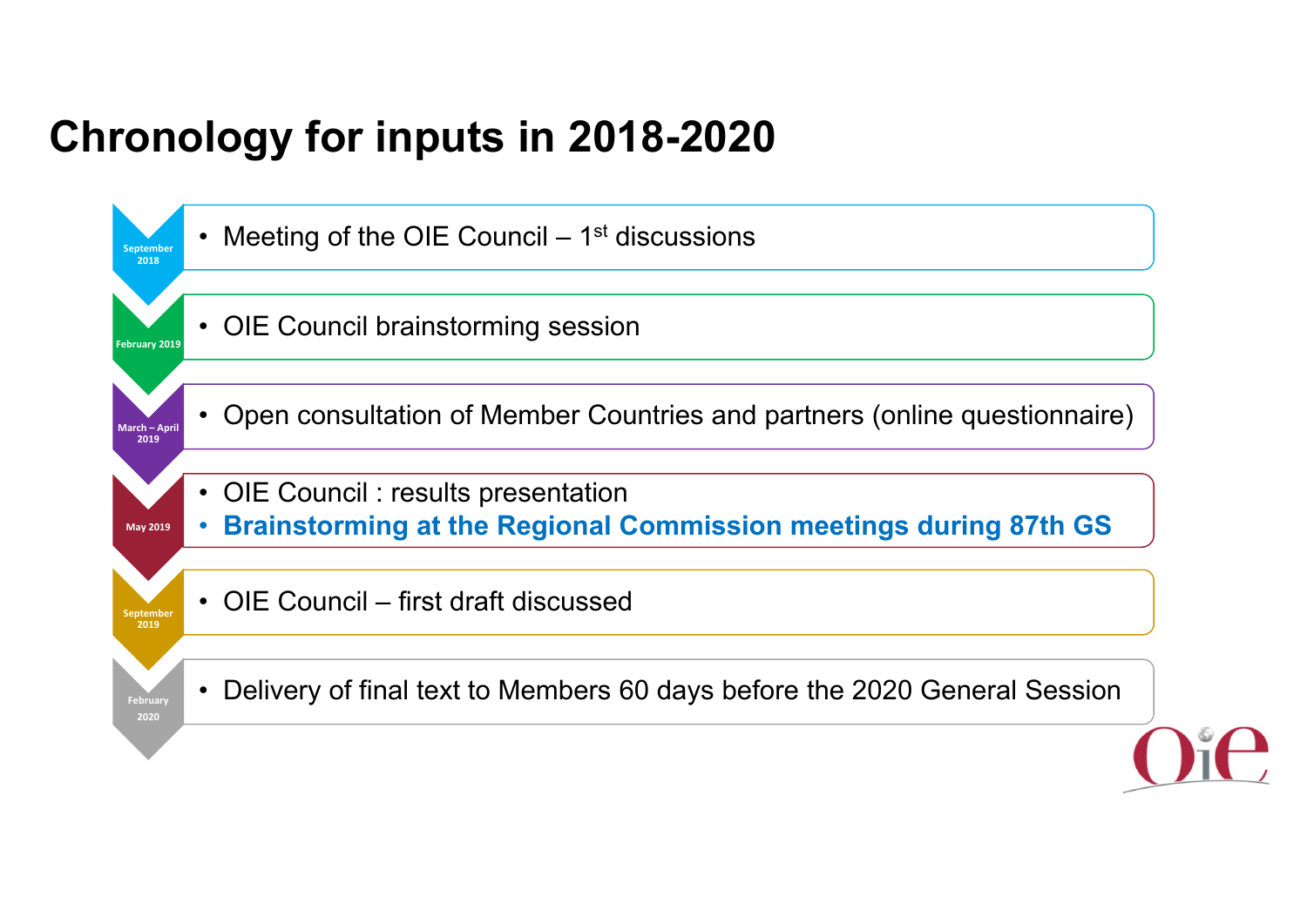# Chronology for inputs in 2018-2020

**September 2018**
- Meeting of the OIE Council – 1st discussions

**February 2019**
- OIE Council brainstorming session

**March – April 2019**
- Open consultation of Member Countries and partners (online questionnaire)

**May 2019**
- OIE Council : results presentation
- **Brainstorming at the Regional Commission meetings during 87th GS**

**September 2019**
- OIE Council – first draft discussed

**February 2020**
- Delivery of final text to Members 60 days before the 2020 General Session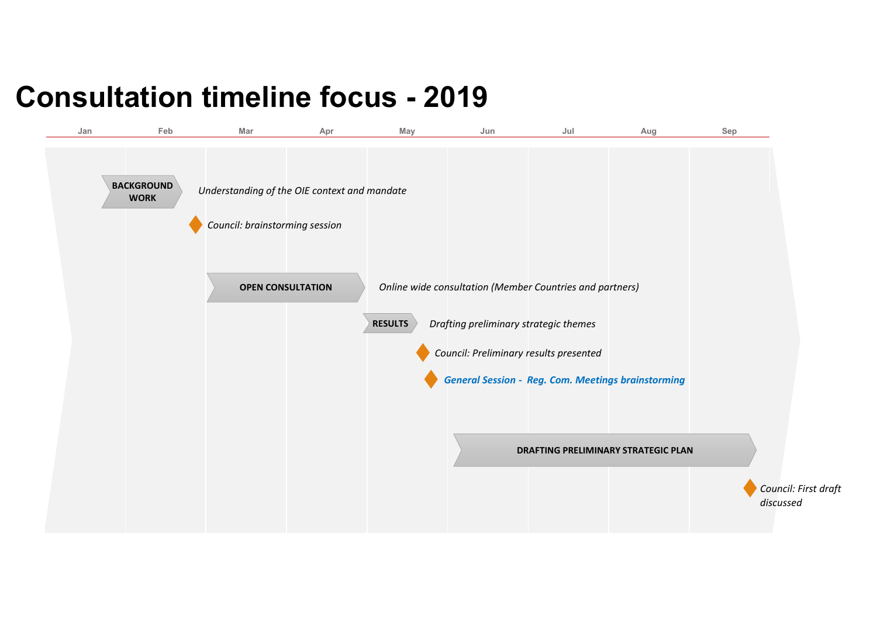# Consultation timeline focus - 2019

Jan | Feb | Mar | Apr | May | Jun | Jul | Aug | Sep

**BACKGROUND WORK** — *Understanding of the OIE context and mandate*

*Council: brainstorming session*

**OPEN CONSULTATION** — *Online wide consultation (Member Countries and partners)*

**RESULTS** — *Drafting preliminary strategic themes*

*Council: Preliminary results presented*

***General Session - Reg. Com. Meetings brainstorming***

**DRAFTING PRELIMINARY STRATEGIC PLAN**

*Council: First draft discussed*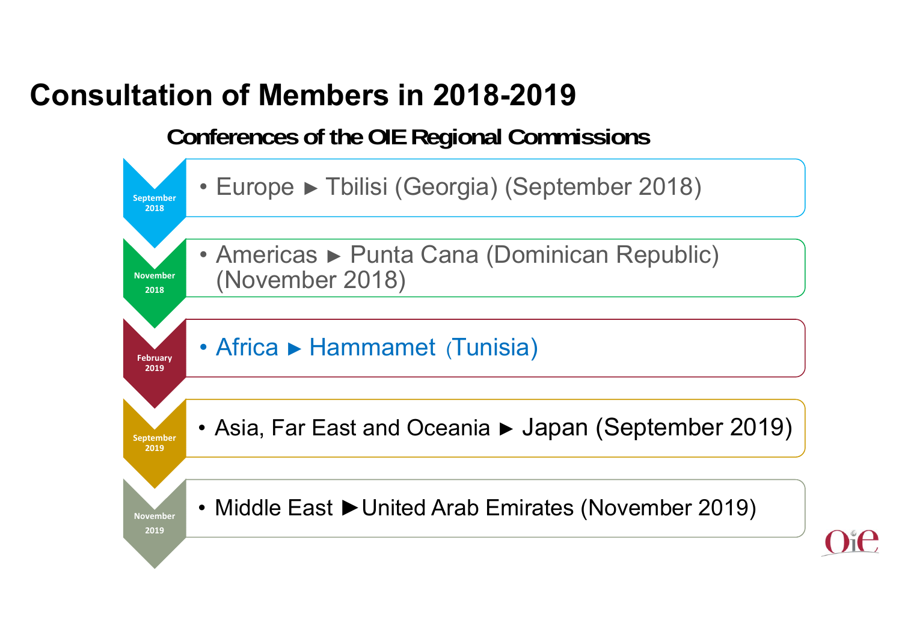# Consultation of Members in 2018-2019

## Conferences of the OIE Regional Commissions

- **September 2018** — Europe ► Tbilisi (Georgia) (September 2018)
- **November 2018** — Americas ► Punta Cana (Dominican Republic) (November 2018)
- **February 2019** — Africa ► Hammamet (Tunisia)
- **September 2019** — Asia, Far East and Oceania ► Japan (September 2019)
- **November 2019** — Middle East ► United Arab Emirates (November 2019)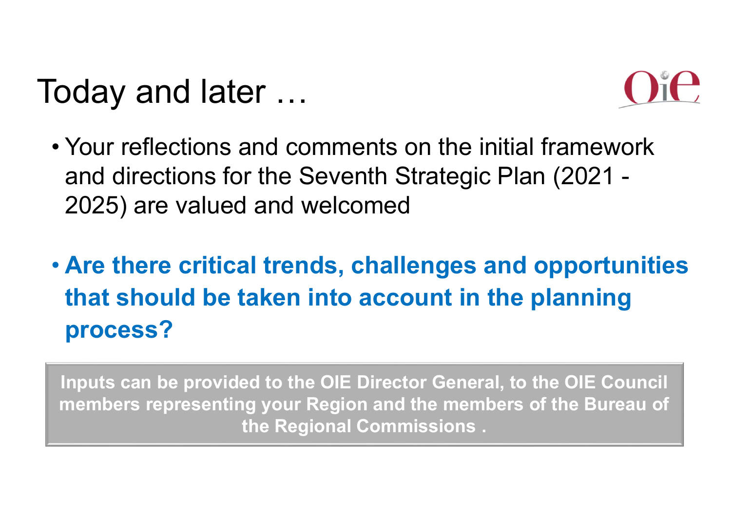# Today and later …

- Your reflections and comments on the initial framework and directions for the Seventh Strategic Plan (2021 - 2025) are valued and welcomed

- **Are there critical trends, challenges and opportunities that should be taken into account in the planning process?**

**Inputs can be provided to the OIE Director General, to the OIE Council members representing your Region and the members of the Bureau of the Regional Commissions .**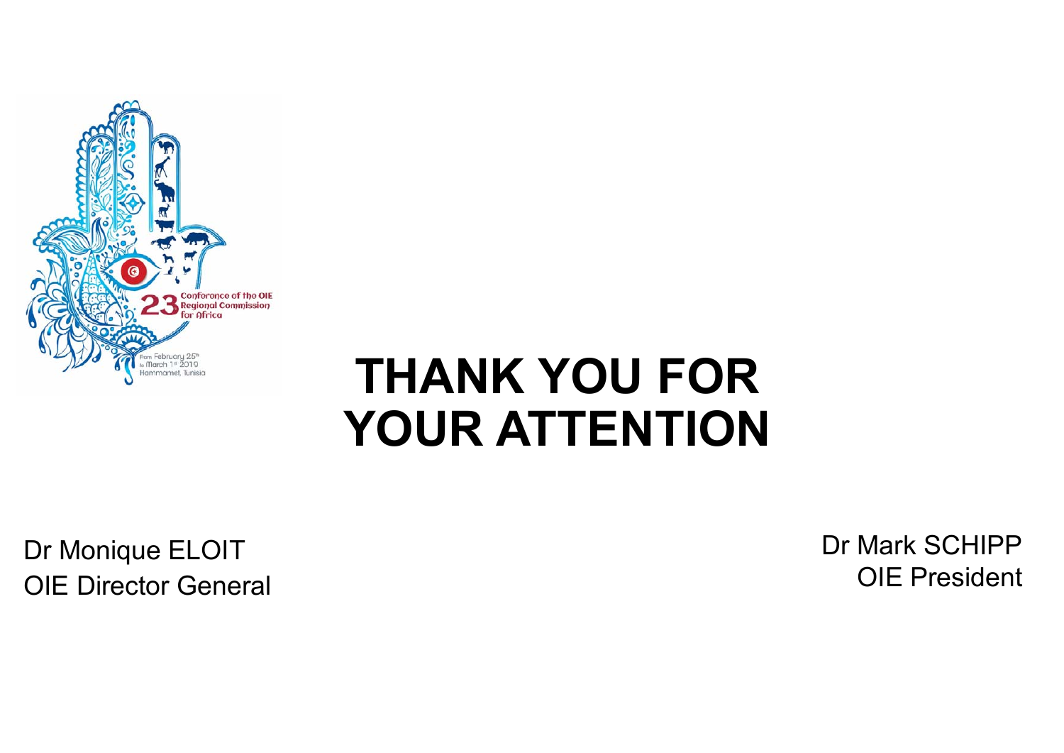23 Conference of the OIE Regional Commission for Africa

From February 25th to March 1st 2019
Hammamet, Tunisia

# THANK YOU FOR YOUR ATTENTION

Dr Monique ELOIT
OIE Director General

Dr Mark SCHIPP
OIE President